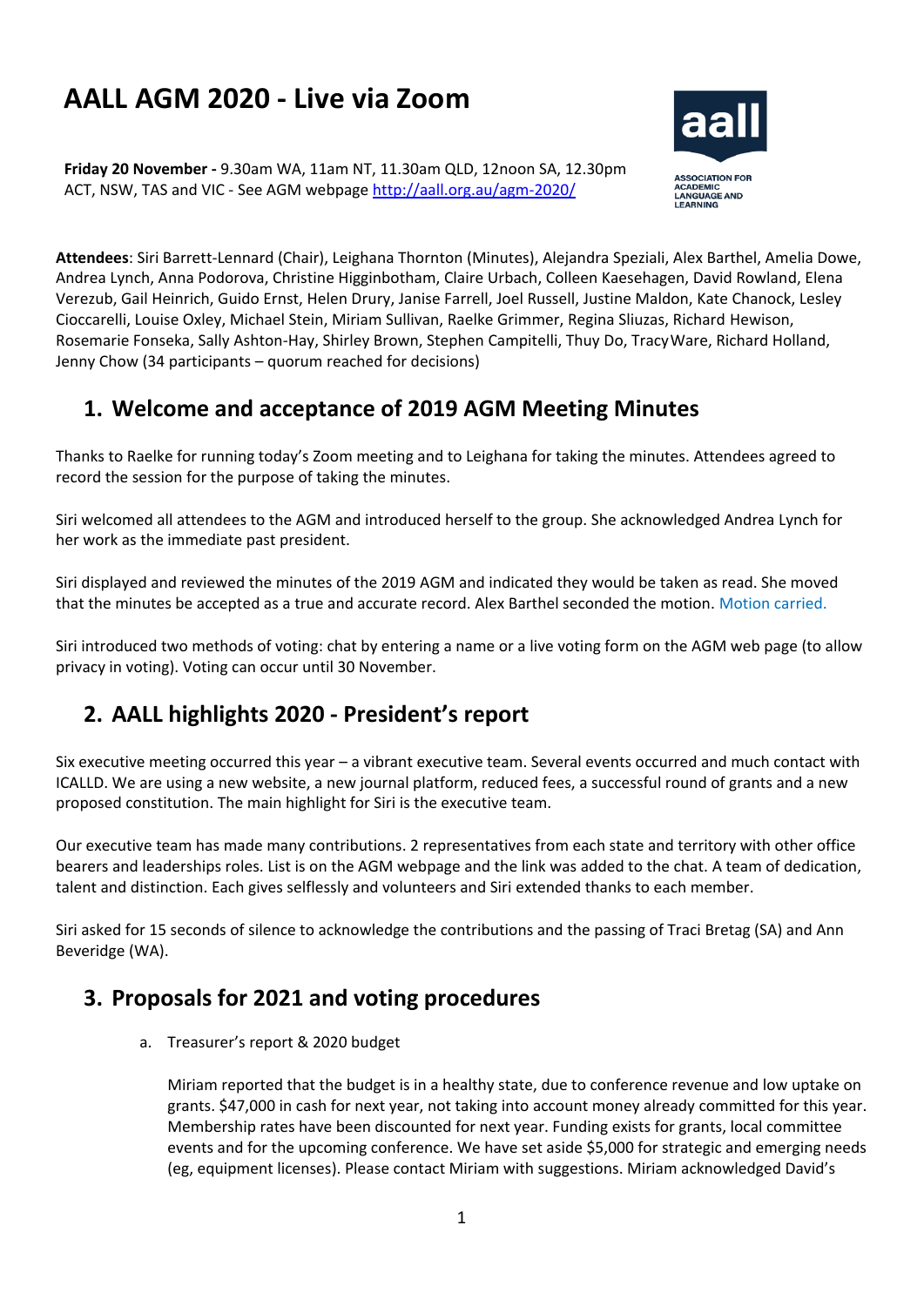# AALL AGM 2020 - Live via Zoom

**Friday 20 November -** 9.30am WA, 11am NT, 11.30am QLD, 12noon SA, 12.30pm ACT, NSW, TAS and VIC - See AGM webpage [http://aall.org.au/agm-2020/](http://aall.org.au/agm-2020/)

**Attendees**: Siri Barrett-Lennard (Chair), Leighana Thornton (Minutes), Alejandra Speziali, Alex Barthel, Amelia Dowe, Andrea Lynch, Anna Podorova, Christine Higginbotham, Claire Urbach, Colleen Kaesehagen, David Rowland, Elena Verezub, Gail Heinrich, Guido Ernst, Helen Drury, Janise Farrell, Joel Russell, Justine Maldon, Kate Chanock, Lesley Cioccarelli, Louise Oxley, Michael Stein, Miriam Sullivan, Raelke Grimmer, Regina Sliuzas, Richard Hewison, Rosemarie Fonseka, Sally Ashton-Hay, Shirley Brown, Stephen Campitelli, Thuy Do, Tracy Ware, Richard Holland, Jenny Chow (34 participants – quorum reached for decisions)

## 1. Welcome and acceptance of 2019 AGM Meeting Minutes

Thanks to Raelke for running today's Zoom meeting and to Leighana for taking the minutes. Attendees agreed to record the session for the purpose of taking the minutes.

Siri welcomed all attendees to the AGM and introduced herself to the group. She acknowledged Andrea Lynch for her work as the immediate past president.

Siri displayed and reviewed the minutes of the 2019 AGM and indicated they would be taken as read. She moved that the minutes be accepted as a true and accurate record. Alex Barthel seconded the motion. Motion carried.

Siri introduced two methods of voting: chat by entering a name or a live voting form on the AGM web page (to allow privacy in voting). Voting can occur until 30 November.

## 2. AALL highlights 2020 - President's report

Six executive meeting occurred this year – a vibrant executive team. Several events occurred and much contact with ICALLD. We are using a new website, a new journal platform, reduced fees, a successful round of grants and a new proposed constitution. The main highlight for Siri is the executive team.

Our executive team has made many contributions. 2 representatives from each state and territory with other office bearers and leaderships roles. List is on the AGM webpage and the link was added to the chat. A team of dedication, talent and distinction. Each gives selflessly and volunteers and Siri extended thanks to each member.

Siri asked for 15 seconds of silence to acknowledge the contributions and the passing of Traci Bretag (SA) and Ann Beveridge (WA).

## 3. Proposals for 2021 and voting procedures

a. Treasurer's report & 2020 budget

   Miriam reported that the budget is in a healthy state, due to conference revenue and low uptake on grants. $47,000 in cash for next year, not taking into account money already committed for this year. Membership rates have been discounted for next year. Funding exists for grants, local committee events and for the upcoming conference. We have set aside $5,000 for strategic and emerging needs (eg, equipment licenses). Please contact Miriam with suggestions. Miriam acknowledged David's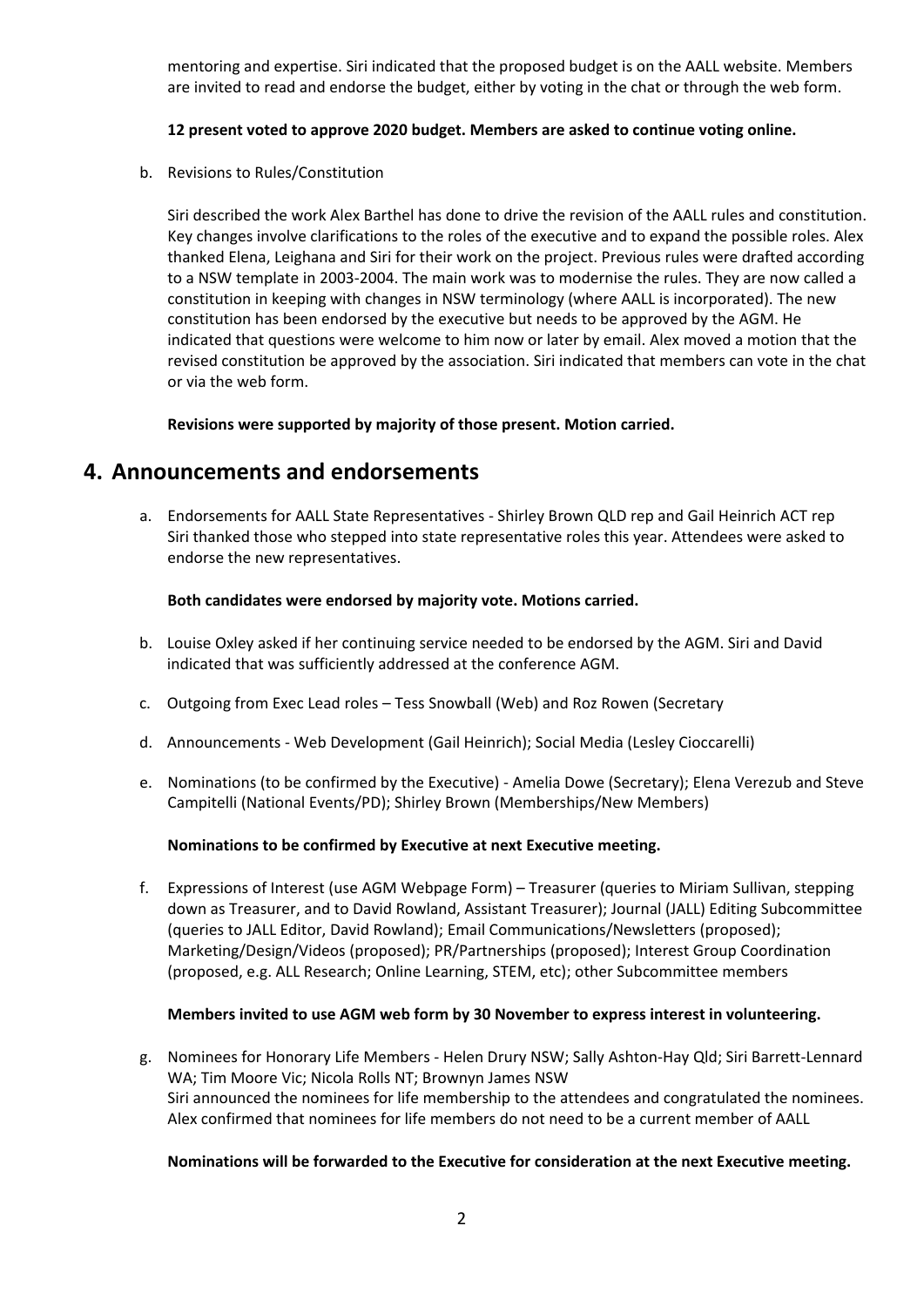mentoring and expertise. Siri indicated that the proposed budget is on the AALL website. Members are invited to read and endorse the budget, either by voting in the chat or through the web form.

**12 present voted to approve 2020 budget. Members are asked to continue voting online.**

b. Revisions to Rules/Constitution

Siri described the work Alex Barthel has done to drive the revision of the AALL rules and constitution. Key changes involve clarifications to the roles of the executive and to expand the possible roles. Alex thanked Elena, Leighana and Siri for their work on the project. Previous rules were drafted according to a NSW template in 2003-2004. The main work was to modernise the rules. They are now called a constitution in keeping with changes in NSW terminology (where AALL is incorporated). The new constitution has been endorsed by the executive but needs to be approved by the AGM. He indicated that questions were welcome to him now or later by email. Alex moved a motion that the revised constitution be approved by the association. Siri indicated that members can vote in the chat or via the web form.

**Revisions were supported by majority of those present. Motion carried.**

## 4. Announcements and endorsements

a. Endorsements for AALL State Representatives - Shirley Brown QLD rep and Gail Heinrich ACT rep
Siri thanked those who stepped into state representative roles this year. Attendees were asked to endorse the new representatives.

**Both candidates were endorsed by majority vote. Motions carried.**

b. Louise Oxley asked if her continuing service needed to be endorsed by the AGM. Siri and David indicated that was sufficiently addressed at the conference AGM.

c. Outgoing from Exec Lead roles – Tess Snowball (Web) and Roz Rowen (Secretary

d. Announcements - Web Development (Gail Heinrich); Social Media (Lesley Cioccarelli)

e. Nominations (to be confirmed by the Executive) - Amelia Dowe (Secretary); Elena Verezub and Steve Campitelli (National Events/PD); Shirley Brown (Memberships/New Members)

**Nominations to be confirmed by Executive at next Executive meeting.**

f. Expressions of Interest (use AGM Webpage Form) – Treasurer (queries to Miriam Sullivan, stepping down as Treasurer, and to David Rowland, Assistant Treasurer); Journal (JALL) Editing Subcommittee (queries to JALL Editor, David Rowland); Email Communications/Newsletters (proposed); Marketing/Design/Videos (proposed); PR/Partnerships (proposed); Interest Group Coordination (proposed, e.g. ALL Research; Online Learning, STEM, etc); other Subcommittee members

**Members invited to use AGM web form by 30 November to express interest in volunteering.**

g. Nominees for Honorary Life Members - Helen Drury NSW; Sally Ashton-Hay Qld; Siri Barrett-Lennard WA; Tim Moore Vic; Nicola Rolls NT; Brownyn James NSW
Siri announced the nominees for life membership to the attendees and congratulated the nominees. Alex confirmed that nominees for life members do not need to be a current member of AALL

**Nominations will be forwarded to the Executive for consideration at the next Executive meeting.**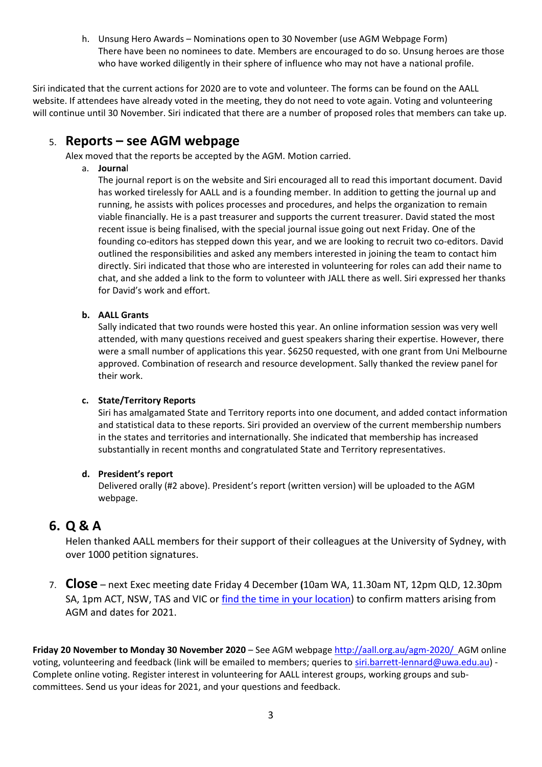h. Unsung Hero Awards – Nominations open to 30 November (use AGM Webpage Form)
There have been no nominees to date. Members are encouraged to do so. Unsung heroes are those who have worked diligently in their sphere of influence who may not have a national profile.

Siri indicated that the current actions for 2020 are to vote and volunteer. The forms can be found on the AALL website. If attendees have already voted in the meeting, they do not need to vote again. Voting and volunteering will continue until 30 November. Siri indicated that there are a number of proposed roles that members can take up.

## 5. Reports – see AGM webpage

Alex moved that the reports be accepted by the AGM. Motion carried.

a. **Journal**
The journal report is on the website and Siri encouraged all to read this important document. David has worked tirelessly for AALL and is a founding member. In addition to getting the journal up and running, he assists with polices processes and procedures, and helps the organization to remain viable financially. He is a past treasurer and supports the current treasurer. David stated the most recent issue is being finalised, with the special journal issue going out next Friday. One of the founding co-editors has stepped down this year, and we are looking to recruit two co-editors. David outlined the responsibilities and asked any members interested in joining the team to contact him directly. Siri indicated that those who are interested in volunteering for roles can add their name to chat, and she added a link to the form to volunteer with JALL there as well. Siri expressed her thanks for David's work and effort.

**b. AALL Grants**
Sally indicated that two rounds were hosted this year. An online information session was very well attended, with many questions received and guest speakers sharing their expertise. However, there were a small number of applications this year. $6250 requested, with one grant from Uni Melbourne approved. Combination of research and resource development. Sally thanked the review panel for their work.

**c. State/Territory Reports**
Siri has amalgamated State and Territory reports into one document, and added contact information and statistical data to these reports. Siri provided an overview of the current membership numbers in the states and territories and internationally. She indicated that membership has increased substantially in recent months and congratulated State and Territory representatives.

**d. President's report**
Delivered orally (#2 above). President's report (written version) will be uploaded to the AGM webpage.

## 6. Q & A

Helen thanked AALL members for their support of their colleagues at the University of Sydney, with over 1000 petition signatures.

7. **Close** – next Exec meeting date Friday 4 December **(**10am WA, 11.30am NT, 12pm QLD, 12.30pm SA, 1pm ACT, NSW, TAS and VIC or [find the time in your location](#)) to confirm matters arising from AGM and dates for 2021.

**Friday 20 November to Monday 30 November 2020** – See AGM webpage [http://aall.org.au/agm-2020/](http://aall.org.au/agm-2020/) AGM online voting, volunteering and feedback (link will be emailed to members; queries to [siri.barrett-lennard@uwa.edu.au](mailto:siri.barrett-lennard@uwa.edu.au)) - Complete online voting. Register interest in volunteering for AALL interest groups, working groups and sub-committees. Send us your ideas for 2021, and your questions and feedback.